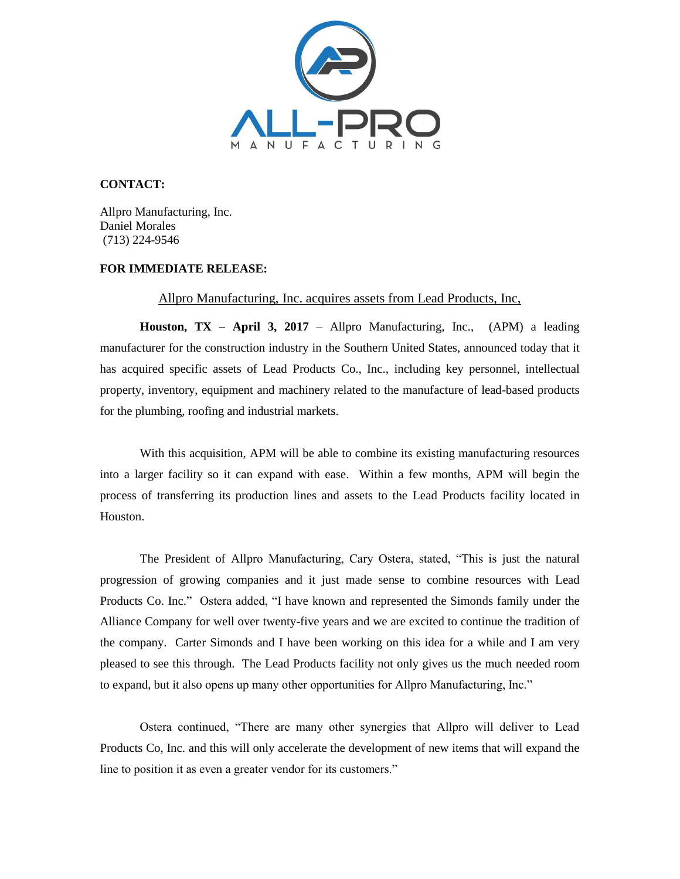**CONTACT:**

Allpro Manufacturing, Inc.
Daniel Morales
(713) 224-9546

**FOR IMMEDIATE RELEASE:**

Allpro Manufacturing, Inc. acquires assets from Lead Products, Inc,

**Houston, TX – April 3, 2017** – Allpro Manufacturing, Inc., (APM) a leading manufacturer for the construction industry in the Southern United States, announced today that it has acquired specific assets of Lead Products Co., Inc., including key personnel, intellectual property, inventory, equipment and machinery related to the manufacture of lead-based products for the plumbing, roofing and industrial markets.

With this acquisition, APM will be able to combine its existing manufacturing resources into a larger facility so it can expand with ease. Within a few months, APM will begin the process of transferring its production lines and assets to the Lead Products facility located in Houston.

The President of Allpro Manufacturing, Cary Ostera, stated, "This is just the natural progression of growing companies and it just made sense to combine resources with Lead Products Co. Inc." Ostera added, "I have known and represented the Simonds family under the Alliance Company for well over twenty-five years and we are excited to continue the tradition of the company. Carter Simonds and I have been working on this idea for a while and I am very pleased to see this through. The Lead Products facility not only gives us the much needed room to expand, but it also opens up many other opportunities for Allpro Manufacturing, Inc."

Ostera continued, "There are many other synergies that Allpro will deliver to Lead Products Co, Inc. and this will only accelerate the development of new items that will expand the line to position it as even a greater vendor for its customers."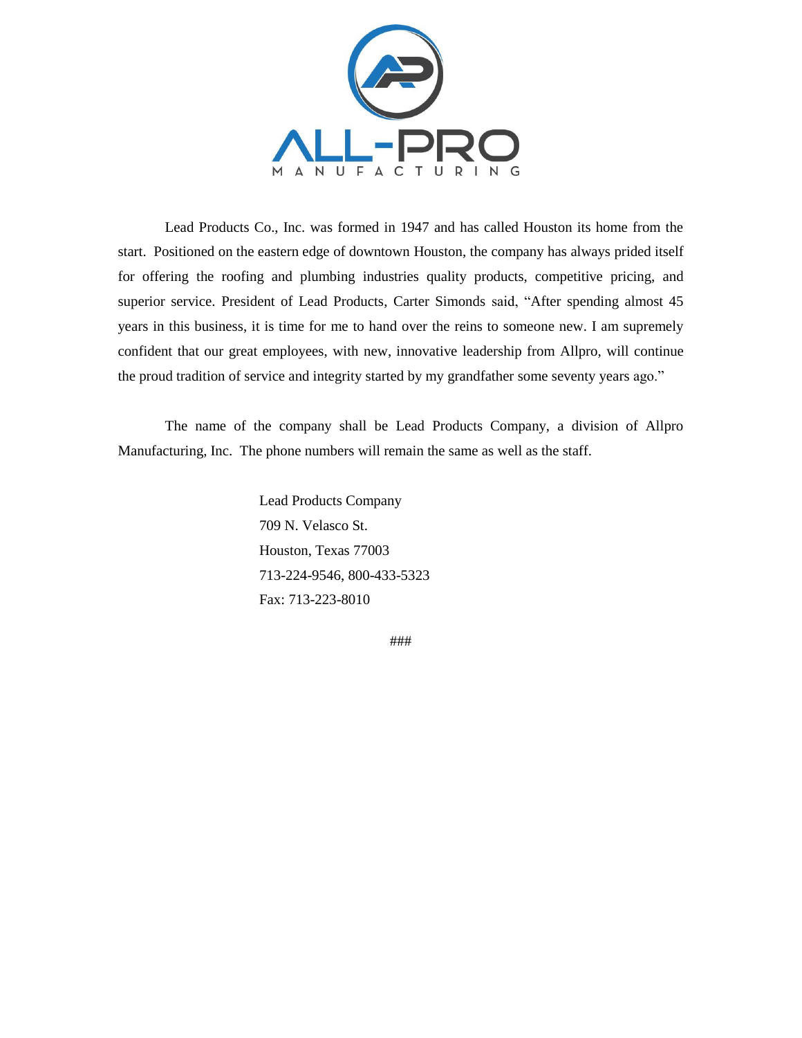Lead Products Co., Inc. was formed in 1947 and has called Houston its home from the start. Positioned on the eastern edge of downtown Houston, the company has always prided itself for offering the roofing and plumbing industries quality products, competitive pricing, and superior service. President of Lead Products, Carter Simonds said, "After spending almost 45 years in this business, it is time for me to hand over the reins to someone new. I am supremely confident that our great employees, with new, innovative leadership from Allpro, will continue the proud tradition of service and integrity started by my grandfather some seventy years ago."

The name of the company shall be Lead Products Company, a division of Allpro Manufacturing, Inc. The phone numbers will remain the same as well as the staff.

Lead Products Company
709 N. Velasco St.
Houston, Texas 77003
713-224-9546, 800-433-5323
Fax: 713-223-8010

###